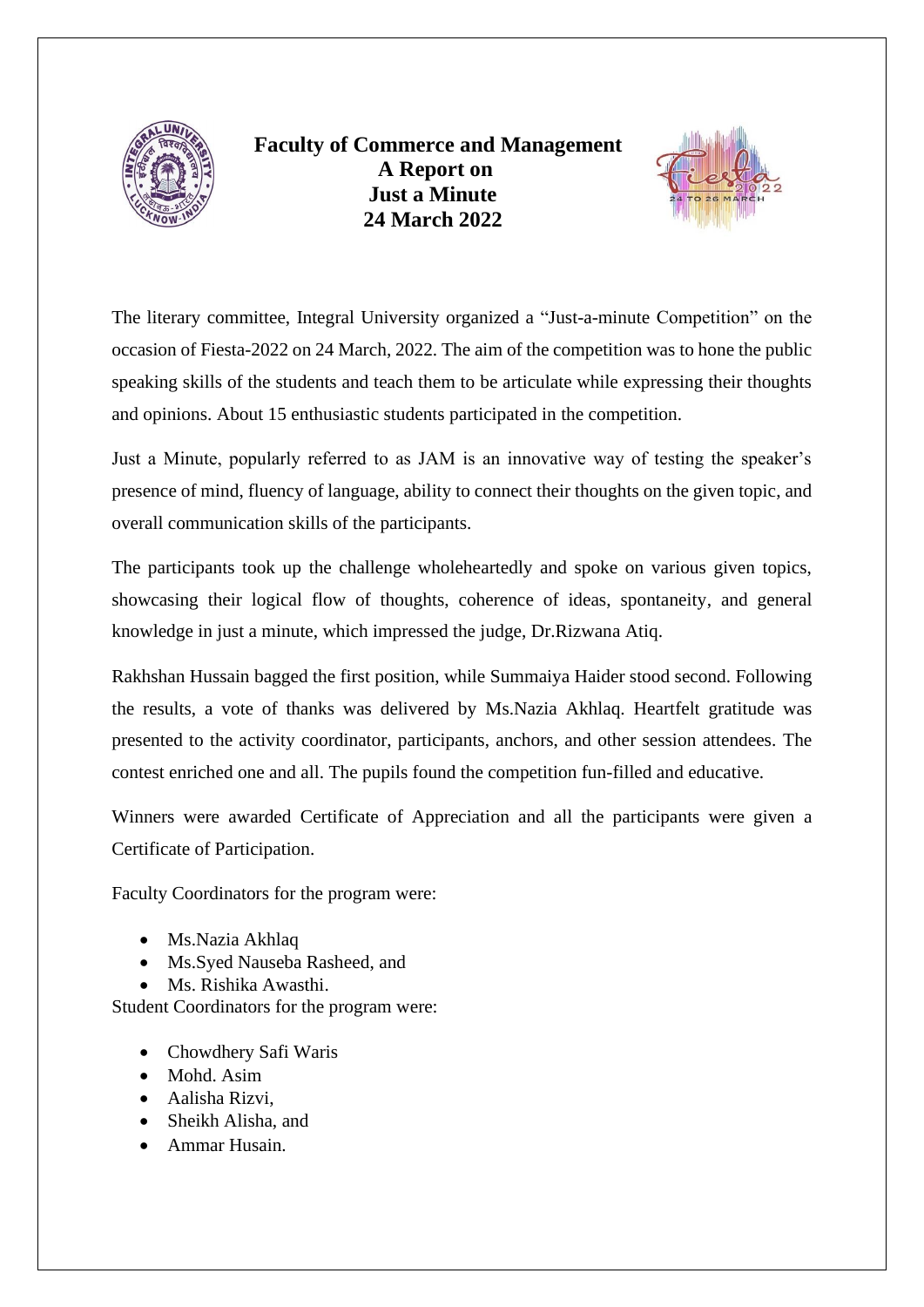# Faculty of Commerce and Management
## A Report on
## Just a Minute
## 24 March 2022

The literary committee, Integral University organized a "Just-a-minute Competition" on the occasion of Fiesta-2022 on 24 March, 2022. The aim of the competition was to hone the public speaking skills of the students and teach them to be articulate while expressing their thoughts and opinions. About 15 enthusiastic students participated in the competition.

Just a Minute, popularly referred to as JAM is an innovative way of testing the speaker's presence of mind, fluency of language, ability to connect their thoughts on the given topic, and overall communication skills of the participants.

The participants took up the challenge wholeheartedly and spoke on various given topics, showcasing their logical flow of thoughts, coherence of ideas, spontaneity, and general knowledge in just a minute, which impressed the judge, Dr.Rizwana Atiq.

Rakhshan Hussain bagged the first position, while Summaiya Haider stood second. Following the results, a vote of thanks was delivered by Ms.Nazia Akhlaq. Heartfelt gratitude was presented to the activity coordinator, participants, anchors, and other session attendees. The contest enriched one and all. The pupils found the competition fun-filled and educative.

Winners were awarded Certificate of Appreciation and all the participants were given a Certificate of Participation.

Faculty Coordinators for the program were:

- Ms.Nazia Akhlaq
- Ms.Syed Nauseba Rasheed, and
- Ms. Rishika Awasthi.

Student Coordinators for the program were:

- Chowdhery Safi Waris
- Mohd. Asim
- Aalisha Rizvi,
- Sheikh Alisha, and
- Ammar Husain.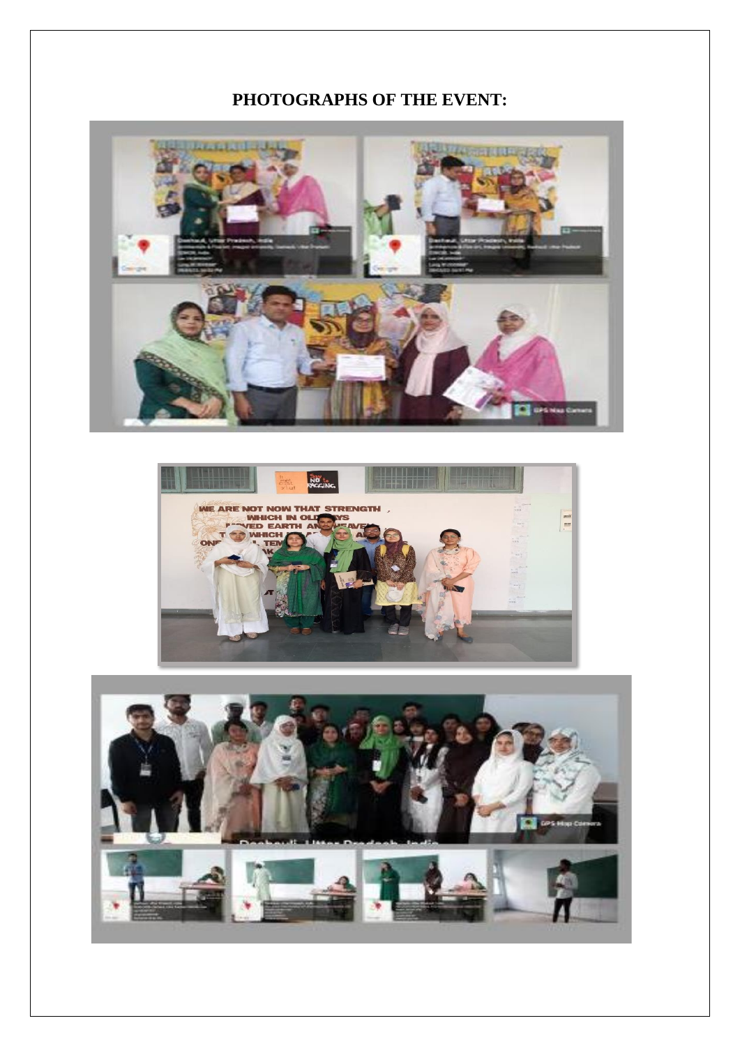**PHOTOGRAPHS OF THE EVENT:**